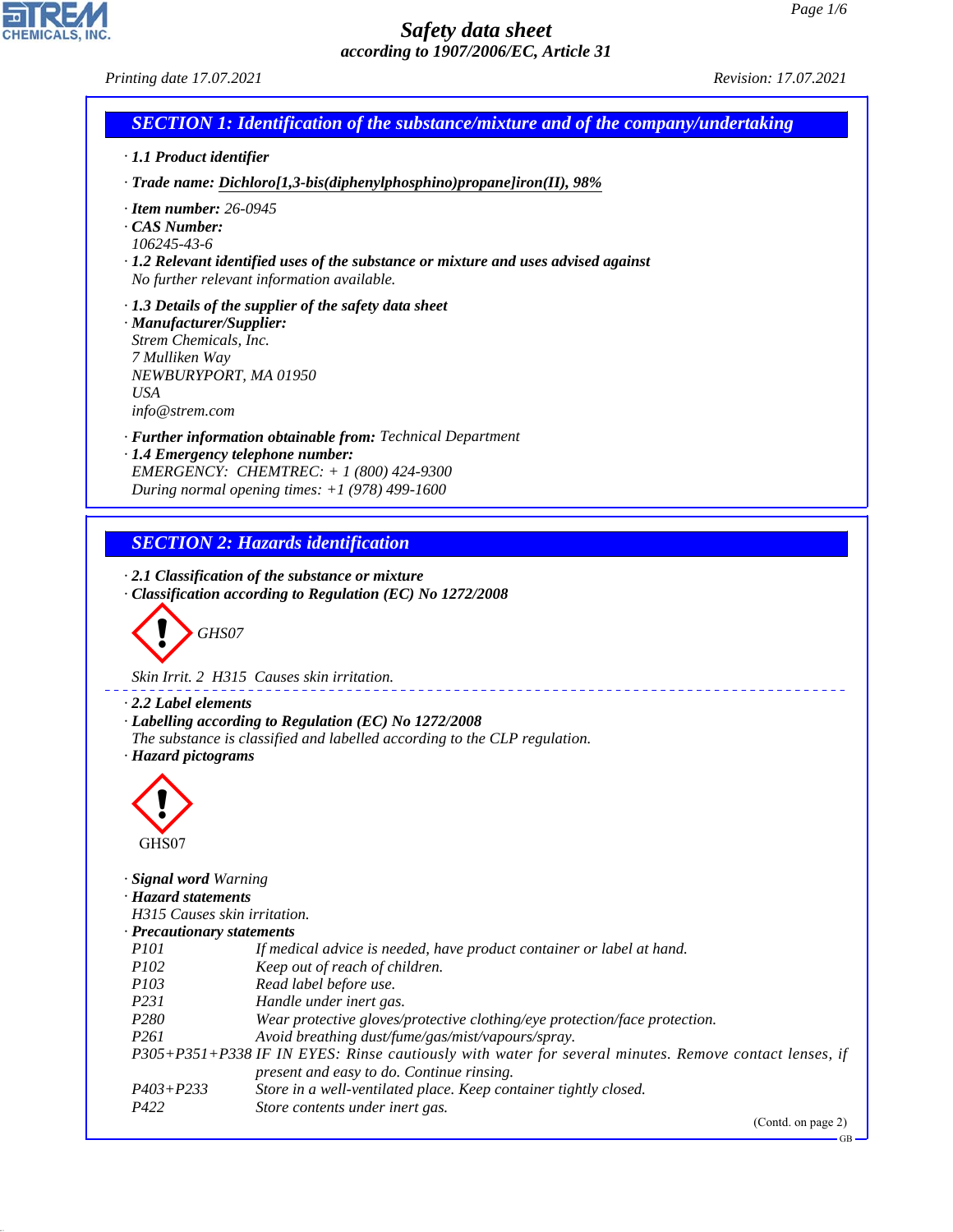# Safety data sheet

*according to 1907/2006/EC, Article 31*

*Printing date 17.07.2021* *Revision: 17.07.2021*

## SECTION 1: Identification of the substance/mixture and of the company/undertaking

· **1.1 Product identifier**

· **Trade name: Dichloro[1,3-bis(diphenylphosphino)propane]iron(II), 98%**

· **Item number:** 26-0945
· **CAS Number:**
106245-43-6
· **1.2 Relevant identified uses of the substance or mixture and uses advised against**
No further relevant information available.

· **1.3 Details of the supplier of the safety data sheet**
· **Manufacturer/Supplier:**
Strem Chemicals, Inc.
7 Mulliken Way
NEWBURYPORT, MA 01950
USA
info@strem.com

· **Further information obtainable from:** Technical Department
· **1.4 Emergency telephone number:**
EMERGENCY: CHEMTREC: + 1 (800) 424-9300
During normal opening times: +1 (978) 499-1600

## SECTION 2: Hazards identification

· **2.1 Classification of the substance or mixture**
· **Classification according to Regulation (EC) No 1272/2008**

GHS07

Skin Irrit. 2 H315 Causes skin irritation.

· **2.2 Label elements**
· **Labelling according to Regulation (EC) No 1272/2008**
The substance is classified and labelled according to the CLP regulation.
· **Hazard pictograms**

GHS07

· **Signal word** Warning
· **Hazard statements**
H315 Causes skin irritation.
· **Precautionary statements**

| | |
|---|---|
| P101 | If medical advice is needed, have product container or label at hand. |
| P102 | Keep out of reach of children. |
| P103 | Read label before use. |
| P231 | Handle under inert gas. |
| P280 | Wear protective gloves/protective clothing/eye protection/face protection. |
| P261 | Avoid breathing dust/fume/gas/mist/vapours/spray. |
| P305+P351+P338 | IF IN EYES: Rinse cautiously with water for several minutes. Remove contact lenses, if present and easy to do. Continue rinsing. |
| P403+P233 | Store in a well-ventilated place. Keep container tightly closed. |
| P422 | Store contents under inert gas. |

(Contd. on page 2)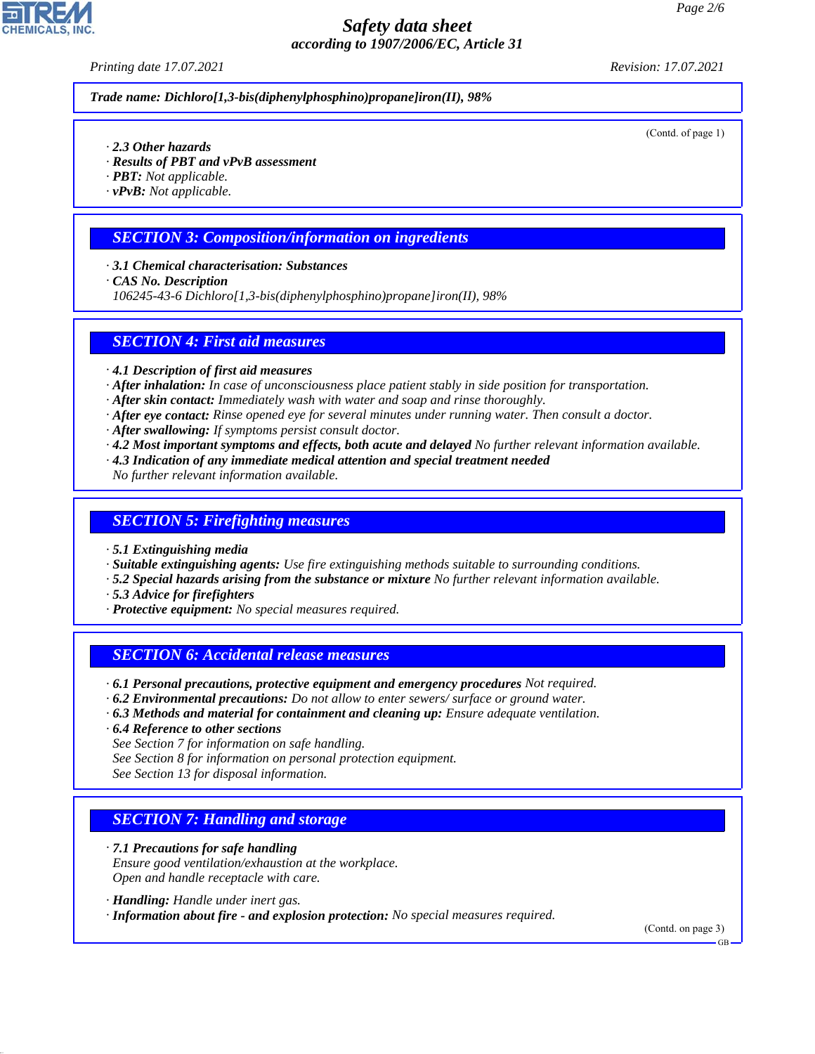**Trade name: Dichloro[1,3-bis(diphenylphosphino)propane]iron(II), 98%**

(Contd. of page 1)

· **2.3 Other hazards**
· **Results of PBT and vPvB assessment**
· **PBT:** Not applicable.
· **vPvB:** Not applicable.

## SECTION 3: Composition/information on ingredients

· **3.1 Chemical characterisation: Substances**
· **CAS No. Description**
106245-43-6 Dichloro[1,3-bis(diphenylphosphino)propane]iron(II), 98%

## SECTION 4: First aid measures

· **4.1 Description of first aid measures**
· **After inhalation:** In case of unconsciousness place patient stably in side position for transportation.
· **After skin contact:** Immediately wash with water and soap and rinse thoroughly.
· **After eye contact:** Rinse opened eye for several minutes under running water. Then consult a doctor.
· **After swallowing:** If symptoms persist consult doctor.
· **4.2 Most important symptoms and effects, both acute and delayed** No further relevant information available.
· **4.3 Indication of any immediate medical attention and special treatment needed**
No further relevant information available.

## SECTION 5: Firefighting measures

· **5.1 Extinguishing media**
· **Suitable extinguishing agents:** Use fire extinguishing methods suitable to surrounding conditions.
· **5.2 Special hazards arising from the substance or mixture** No further relevant information available.
· **5.3 Advice for firefighters**
· **Protective equipment:** No special measures required.

## SECTION 6: Accidental release measures

· **6.1 Personal precautions, protective equipment and emergency procedures** Not required.
· **6.2 Environmental precautions:** Do not allow to enter sewers/ surface or ground water.
· **6.3 Methods and material for containment and cleaning up:** Ensure adequate ventilation.
· **6.4 Reference to other sections**
See Section 7 for information on safe handling.
See Section 8 for information on personal protection equipment.
See Section 13 for disposal information.

## SECTION 7: Handling and storage

· **7.1 Precautions for safe handling**
Ensure good ventilation/exhaustion at the workplace.
Open and handle receptacle with care.

· **Handling:** Handle under inert gas.
· **Information about fire - and explosion protection:** No special measures required.

(Contd. on page 3)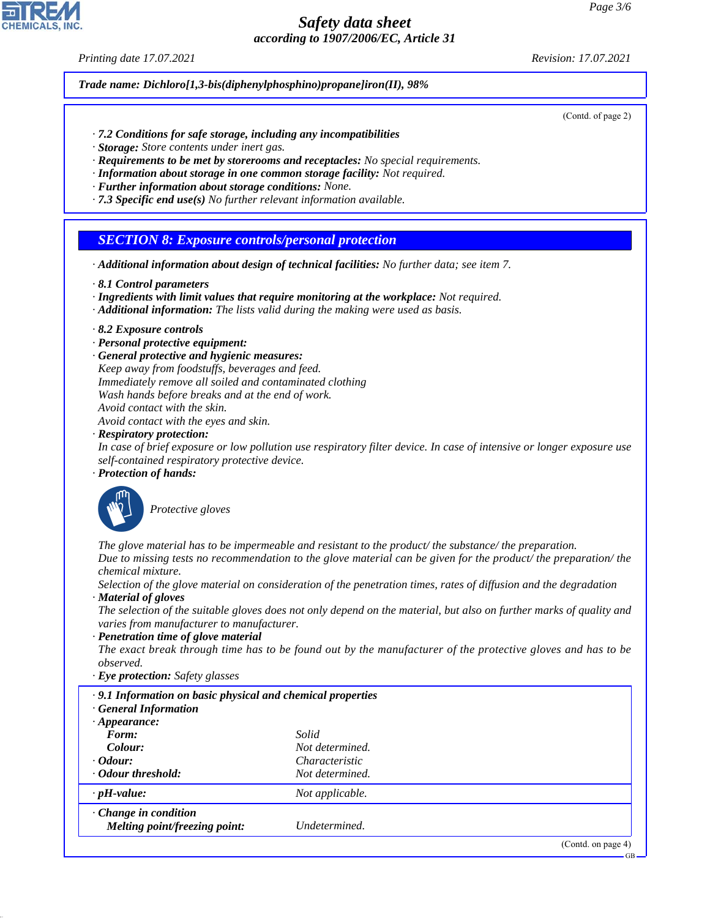Trade name: Dichloro[1,3-bis(diphenylphosphino)propane]iron(II), 98%

(Contd. of page 2)

· **7.2 Conditions for safe storage, including any incompatibilities**
· **Storage:** Store contents under inert gas.
· **Requirements to be met by storerooms and receptacles:** No special requirements.
· **Information about storage in one common storage facility:** Not required.
· **Further information about storage conditions:** None.
· **7.3 Specific end use(s)** No further relevant information available.

## SECTION 8: Exposure controls/personal protection

· **Additional information about design of technical facilities:** No further data; see item 7.

· **8.1 Control parameters**
· **Ingredients with limit values that require monitoring at the workplace:** Not required.
· **Additional information:** The lists valid during the making were used as basis.

· **8.2 Exposure controls**
· **Personal protective equipment:**
· **General protective and hygienic measures:**
Keep away from foodstuffs, beverages and feed.
Immediately remove all soiled and contaminated clothing
Wash hands before breaks and at the end of work.
Avoid contact with the skin.
Avoid contact with the eyes and skin.
· **Respiratory protection:**
In case of brief exposure or low pollution use respiratory filter device. In case of intensive or longer exposure use self-contained respiratory protective device.
· **Protection of hands:**

Protective gloves

The glove material has to be impermeable and resistant to the product/ the substance/ the preparation.
Due to missing tests no recommendation to the glove material can be given for the product/ the preparation/ the chemical mixture.
Selection of the glove material on consideration of the penetration times, rates of diffusion and the degradation
· **Material of gloves**
The selection of the suitable gloves does not only depend on the material, but also on further marks of quality and varies from manufacturer to manufacturer.
· **Penetration time of glove material**
The exact break through time has to be found out by the manufacturer of the protective gloves and has to be observed.
· **Eye protection:** Safety glasses

· **9.1 Information on basic physical and chemical properties**
· **General Information**

| | |
|---|---|
| · **Appearance:** | |
| **Form:** | Solid |
| **Colour:** | Not determined. |
| · **Odour:** | Characteristic |
| · **Odour threshold:** | Not determined. |
| · **pH-value:** | Not applicable. |
| · **Change in condition** | |
| **Melting point/freezing point:** | Undetermined. |

(Contd. on page 4)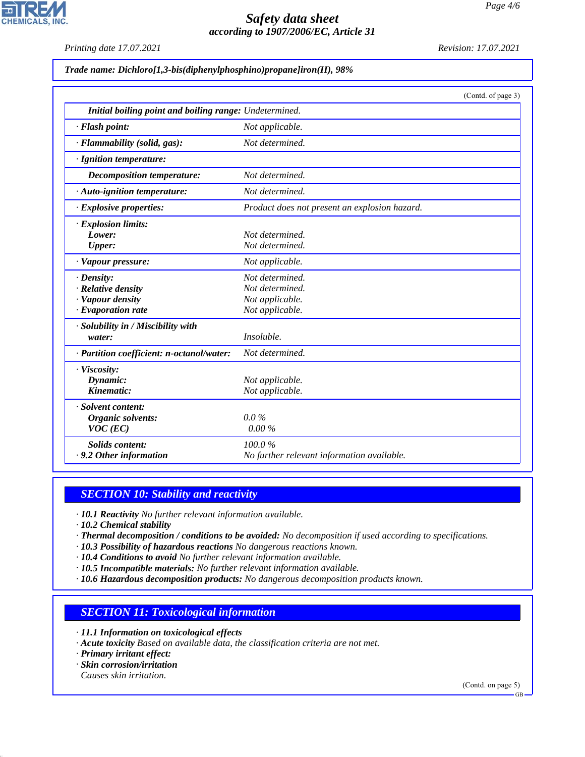**Trade name: Dichloro[1,3-bis(diphenylphosphino)propane]iron(II), 98%**

(Contd. of page 3)

| | |
|---|---|
| **Initial boiling point and boiling range:** | Undetermined. |
| · **Flash point:** | Not applicable. |
| · **Flammability (solid, gas):** | Not determined. |
| · **Ignition temperature:** | |
| **Decomposition temperature:** | Not determined. |
| · **Auto-ignition temperature:** | Not determined. |
| · **Explosive properties:** | Product does not present an explosion hazard. |
| · **Explosion limits:** | |
| **Lower:** | Not determined. |
| **Upper:** | Not determined. |
| · **Vapour pressure:** | Not applicable. |
| · **Density:** | Not determined. |
| · **Relative density** | Not determined. |
| · **Vapour density** | Not applicable. |
| · **Evaporation rate** | Not applicable. |
| · **Solubility in / Miscibility with water:** | Insoluble. |
| · **Partition coefficient: n-octanol/water:** | Not determined. |
| · **Viscosity:** | |
| **Dynamic:** | Not applicable. |
| **Kinematic:** | Not applicable. |
| · **Solvent content:** | |
| **Organic solvents:** | 0.0 % |
| **VOC (EC)** | 0.00 % |
| **Solids content:** | 100.0 % |
| · **9.2 Other information** | No further relevant information available. |

## SECTION 10: Stability and reactivity

· **10.1 Reactivity** No further relevant information available.
· **10.2 Chemical stability**
· **Thermal decomposition / conditions to be avoided:** No decomposition if used according to specifications.
· **10.3 Possibility of hazardous reactions** No dangerous reactions known.
· **10.4 Conditions to avoid** No further relevant information available.
· **10.5 Incompatible materials:** No further relevant information available.
· **10.6 Hazardous decomposition products:** No dangerous decomposition products known.

## SECTION 11: Toxicological information

· **11.1 Information on toxicological effects**
· **Acute toxicity** Based on available data, the classification criteria are not met.
· **Primary irritant effect:**
· **Skin corrosion/irritation**
Causes skin irritation.

(Contd. on page 5)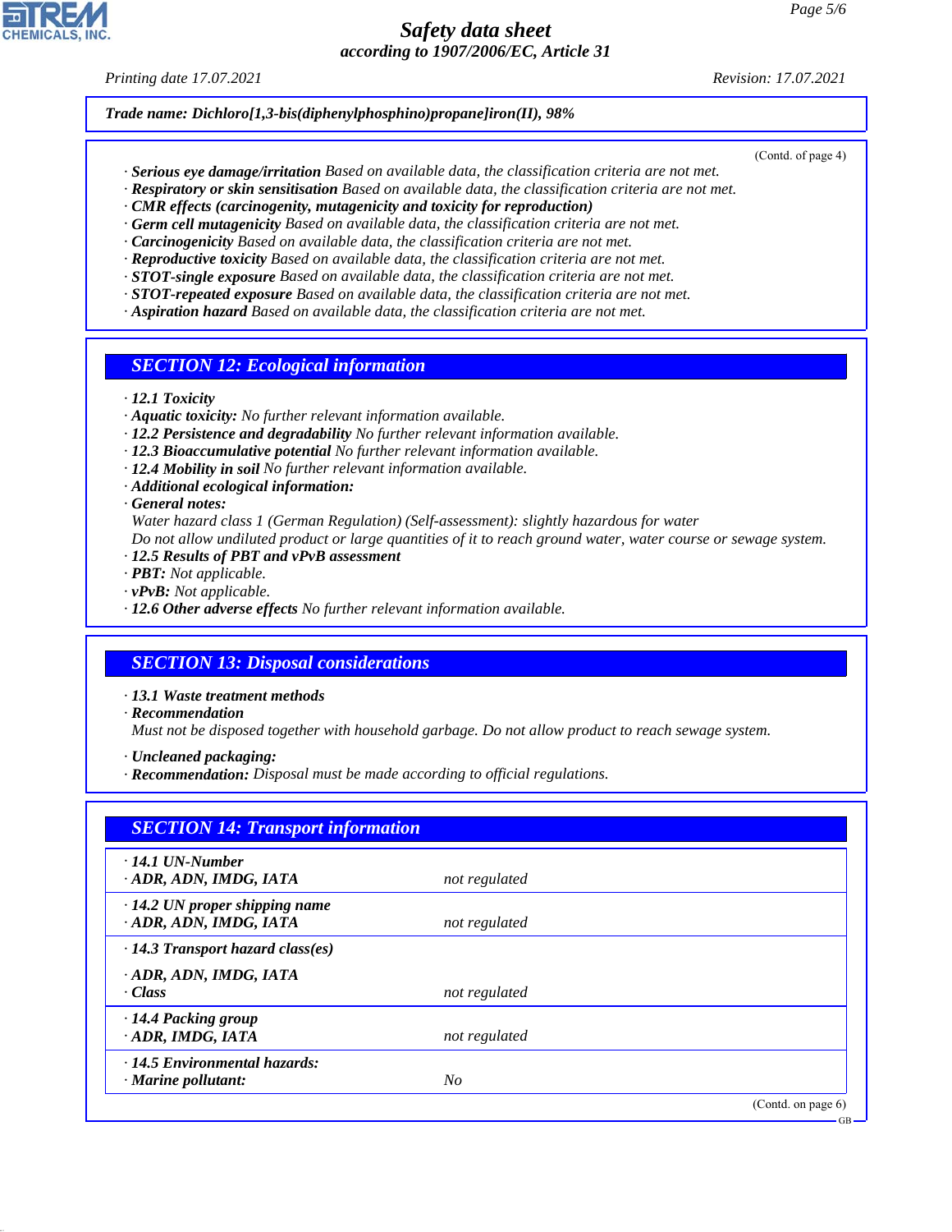Trade name: Dichloro[1,3-bis(diphenylphosphino)propane]iron(II), 98%

(Contd. of page 4)

· **Serious eye damage/irritation** Based on available data, the classification criteria are not met.
· **Respiratory or skin sensitisation** Based on available data, the classification criteria are not met.
· **CMR effects (carcinogenity, mutagenicity and toxicity for reproduction)**
· **Germ cell mutagenicity** Based on available data, the classification criteria are not met.
· **Carcinogenicity** Based on available data, the classification criteria are not met.
· **Reproductive toxicity** Based on available data, the classification criteria are not met.
· **STOT-single exposure** Based on available data, the classification criteria are not met.
· **STOT-repeated exposure** Based on available data, the classification criteria are not met.
· **Aspiration hazard** Based on available data, the classification criteria are not met.

## SECTION 12: Ecological information

· **12.1 Toxicity**
· **Aquatic toxicity:** No further relevant information available.
· **12.2 Persistence and degradability** No further relevant information available.
· **12.3 Bioaccumulative potential** No further relevant information available.
· **12.4 Mobility in soil** No further relevant information available.
· **Additional ecological information:**
· **General notes:**
Water hazard class 1 (German Regulation) (Self-assessment): slightly hazardous for water
Do not allow undiluted product or large quantities of it to reach ground water, water course or sewage system.
· **12.5 Results of PBT and vPvB assessment**
· **PBT:** Not applicable.
· **vPvB:** Not applicable.
· **12.6 Other adverse effects** No further relevant information available.

## SECTION 13: Disposal considerations

· **13.1 Waste treatment methods**
· **Recommendation**
Must not be disposed together with household garbage. Do not allow product to reach sewage system.

· **Uncleaned packaging:**
· **Recommendation:** Disposal must be made according to official regulations.

## SECTION 14: Transport information

| | |
|---|---|
| · **14.1 UN-Number** | |
| · **ADR, ADN, IMDG, IATA** | not regulated |
| · **14.2 UN proper shipping name** | |
| · **ADR, ADN, IMDG, IATA** | not regulated |
| · **14.3 Transport hazard class(es)** | |
| · **ADR, ADN, IMDG, IATA** | |
| · **Class** | not regulated |
| · **14.4 Packing group** | |
| · **ADR, IMDG, IATA** | not regulated |
| · **14.5 Environmental hazards:** | |
| · **Marine pollutant:** | No |

(Contd. on page 6)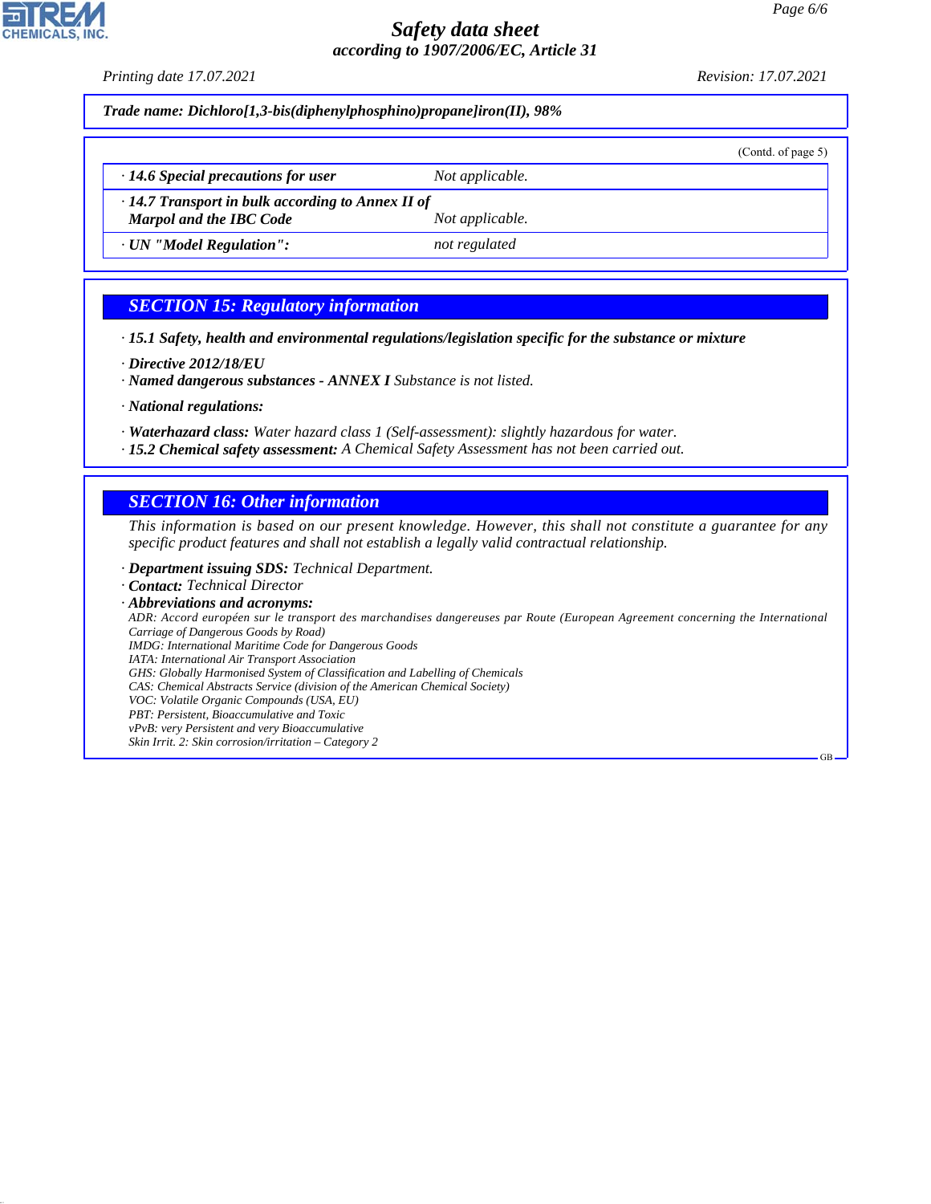**Trade name: Dichloro[1,3-bis(diphenylphosphino)propane]iron(II), 98%**

(Contd. of page 5)

| | |
|---|---|
| · **14.6 Special precautions for user** | Not applicable. |
| · **14.7 Transport in bulk according to Annex II of Marpol and the IBC Code** | Not applicable. |
| · **UN "Model Regulation":** | not regulated |

## SECTION 15: Regulatory information

· **15.1 Safety, health and environmental regulations/legislation specific for the substance or mixture**

· **Directive 2012/18/EU**
· **Named dangerous substances - ANNEX I** Substance is not listed.

· **National regulations:**

· **Waterhazard class:** Water hazard class 1 (Self-assessment): slightly hazardous for water.
· **15.2 Chemical safety assessment:** A Chemical Safety Assessment has not been carried out.

## SECTION 16: Other information

This information is based on our present knowledge. However, this shall not constitute a guarantee for any specific product features and shall not establish a legally valid contractual relationship.

· **Department issuing SDS:** Technical Department.
· **Contact:** Technical Director
· **Abbreviations and acronyms:**
ADR: Accord européen sur le transport des marchandises dangereuses par Route (European Agreement concerning the International Carriage of Dangerous Goods by Road)
IMDG: International Maritime Code for Dangerous Goods
IATA: International Air Transport Association
GHS: Globally Harmonised System of Classification and Labelling of Chemicals
CAS: Chemical Abstracts Service (division of the American Chemical Society)
VOC: Volatile Organic Compounds (USA, EU)
PBT: Persistent, Bioaccumulative and Toxic
vPvB: very Persistent and very Bioaccumulative
Skin Irrit. 2: Skin corrosion/irritation – Category 2